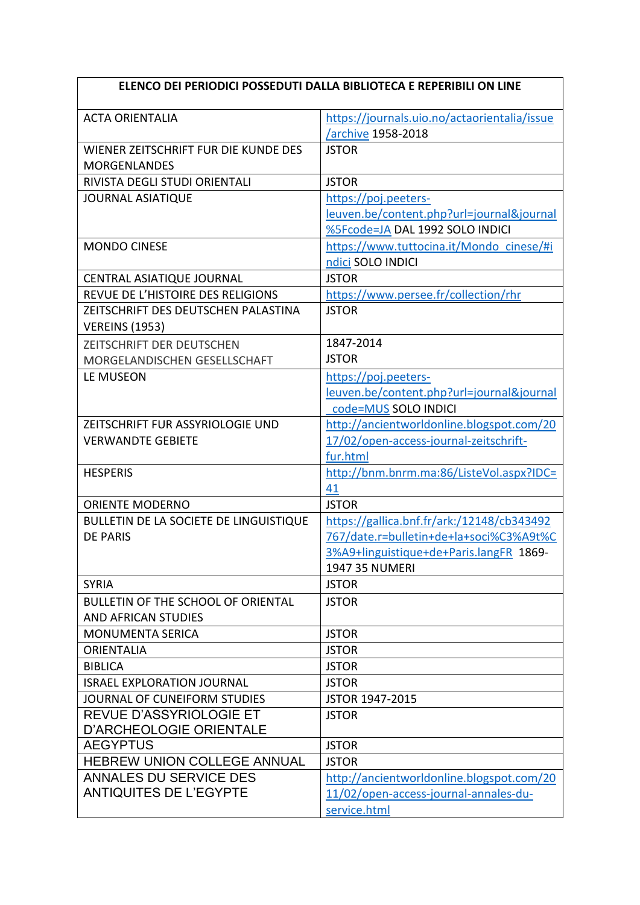| ELENCO DEI PERIODICI POSSEDUTI DALLA BIBLIOTECA E REPERIBILI ON LINE | |
|---|---|
| ACTA ORIENTALIA | https://journals.uio.no/actaorientalia/issue/archive 1958-2018 |
| WIENER ZEITSCHRIFT FUR DIE KUNDE DES MORGENLANDES | JSTOR |
| RIVISTA DEGLI STUDI ORIENTALI | JSTOR |
| JOURNAL ASIATIQUE | https://poj.peeters-leuven.be/content.php?url=journal&journal%5Fcode=JA DAL 1992 SOLO INDICI |
| MONDO CINESE | https://www.tuttocina.it/Mondo_cinese/#indici SOLO INDICI |
| CENTRAL ASIATIQUE JOURNAL | JSTOR |
| REVUE DE L'HISTOIRE DES RELIGIONS | https://www.persee.fr/collection/rhr |
| ZEITSCHRIFT DES DEUTSCHEN PALASTINA VEREINS (1953) | JSTOR |
| ZEITSCHRIFT DER DEUTSCHEN MORGELANDISCHEN GESELLSCHAFT | 1847-2014 JSTOR |
| LE MUSEON | https://poj.peeters-leuven.be/content.php?url=journal&journal_code=MUS SOLO INDICI |
| ZEITSCHRIFT FUR ASSYRIOLOGIE UND VERWANDTE GEBIETE | http://ancientworldonline.blogspot.com/2017/02/open-access-journal-zeitschrift-fur.html |
| HESPERIS | http://bnm.bnrm.ma:86/ListeVol.aspx?IDC=41 |
| ORIENTE MODERNO | JSTOR |
| BULLETIN DE LA SOCIETE DE LINGUISTIQUE DE PARIS | https://gallica.bnf.fr/ark:/12148/cb343492767/date.r=bulletin+de+la+soci%C3%A9t%C3%A9+linguistique+de+Paris.langFR 1869-1947 35 NUMERI |
| SYRIA | JSTOR |
| BULLETIN OF THE SCHOOL OF ORIENTAL AND AFRICAN STUDIES | JSTOR |
| MONUMENTA SERICA | JSTOR |
| ORIENTALIA | JSTOR |
| BIBLICA | JSTOR |
| ISRAEL EXPLORATION JOURNAL | JSTOR |
| JOURNAL OF CUNEIFORM STUDIES | JSTOR 1947-2015 |
| REVUE D'ASSYRIOLOGIE ET D'ARCHEOLOGIE ORIENTALE | JSTOR |
| AEGYPTUS | JSTOR |
| HEBREW UNION COLLEGE ANNUAL | JSTOR |
| ANNALES DU SERVICE DES ANTIQUITES DE L'EGYPTE | http://ancientworldonline.blogspot.com/2011/02/open-access-journal-annales-du-service.html |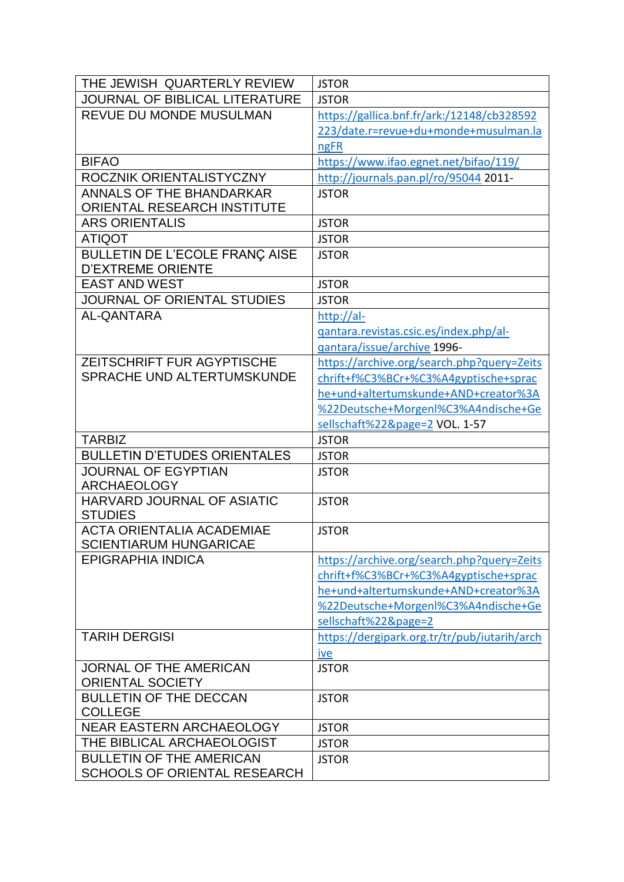| THE JEWISH QUARTERLY REVIEW | JSTOR |
| --- | --- |
| JOURNAL OF BIBLICAL LITERATURE | JSTOR |
| REVUE DU MONDE MUSULMAN | https://gallica.bnf.fr/ark:/12148/cb328592223/date.r=revue+du+monde+musulman.langFR |
| BIFAO | https://www.ifao.egnet.net/bifao/119/ |
| ROCZNIK ORIENTALISTYCZNY | http://journals.pan.pl/ro/95044 2011- |
| ANNALS OF THE BHANDARKAR ORIENTAL RESEARCH INSTITUTE | JSTOR |
| ARS ORIENTALIS | JSTOR |
| ATIQOT | JSTOR |
| BULLETIN DE L'ECOLE FRANÇ AISE D'EXTREME ORIENTE | JSTOR |
| EAST AND WEST | JSTOR |
| JOURNAL OF ORIENTAL STUDIES | JSTOR |
| AL-QANTARA | http://al-qantara.revistas.csic.es/index.php/al-qantara/issue/archive 1996- |
| ZEITSCHRIFT FUR AGYPTISCHE SPRACHE UND ALTERTUMSKUNDE | https://archive.org/search.php?query=Zeitschrift+f%C3%BCr+%C3%A4gyptische+sprache+und+altertumskunde+AND+creator%3A%22Deutsche+Morgenl%C3%A4ndische+Gesellschaft%22&page=2 VOL. 1-57 |
| TARBIZ | JSTOR |
| BULLETIN D'ETUDES ORIENTALES | JSTOR |
| JOURNAL OF EGYPTIAN ARCHAEOLOGY | JSTOR |
| HARVARD JOURNAL OF ASIATIC STUDIES | JSTOR |
| ACTA ORIENTALIA ACADEMIAE SCIENTIARUM HUNGARICAE | JSTOR |
| EPIGRAPHIA INDICA | https://archive.org/search.php?query=Zeitschrift+f%C3%BCr+%C3%A4gyptische+sprache+und+altertumskunde+AND+creator%3A%22Deutsche+Morgenl%C3%A4ndische+Gesellschaft%22&page=2 |
| TARIH DERGISI | https://dergipark.org.tr/tr/pub/iutarih/archive |
| JORNAL OF THE AMERICAN ORIENTAL SOCIETY | JSTOR |
| BULLETIN OF THE DECCAN COLLEGE | JSTOR |
| NEAR EASTERN ARCHAEOLOGY | JSTOR |
| THE BIBLICAL ARCHAEOLOGIST | JSTOR |
| BULLETIN OF THE AMERICAN SCHOOLS OF ORIENTAL RESEARCH | JSTOR |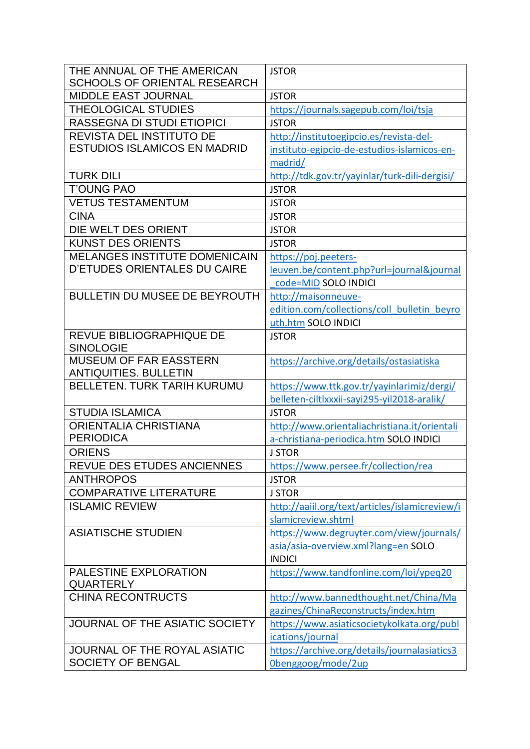| THE ANNUAL OF THE AMERICAN SCHOOLS OF ORIENTAL RESEARCH | JSTOR |
|---|---|
| MIDDLE EAST JOURNAL | JSTOR |
| THEOLOGICAL STUDIES | https://journals.sagepub.com/loi/tsja |
| RASSEGNA DI STUDI ETIOPICI | JSTOR |
| REVISTA DEL INSTITUTO DE ESTUDIOS ISLAMICOS EN MADRID | http://institutoegipcio.es/revista-del-instituto-egipcio-de-estudios-islamicos-en-madrid/ |
| TURK DILI | http://tdk.gov.tr/yayinlar/turk-dili-dergisi/ |
| T'OUNG PAO | JSTOR |
| VETUS TESTAMENTUM | JSTOR |
| CINA | JSTOR |
| DIE WELT DES ORIENT | JSTOR |
| KUNST DES ORIENTS | JSTOR |
| MELANGES INSTITUTE DOMENICAIN D'ETUDES ORIENTALES DU CAIRE | https://poj.peeters-leuven.be/content.php?url=journal&journal_code=MID SOLO INDICI |
| BULLETIN DU MUSEE DE BEYROUTH | http://maisonneuve-edition.com/collections/coll_bulletin_beyrouth.htm SOLO INDICI |
| REVUE BIBLIOGRAPHIQUE DE SINOLOGIE | JSTOR |
| MUSEUM OF FAR EASSTERN ANTIQUITIES. BULLETIN | https://archive.org/details/ostasiatiska |
| BELLETEN. TURK TARIH KURUMU | https://www.ttk.gov.tr/yayinlarimiz/dergi/belleten-ciltlxxxii-sayi295-yil2018-aralik/ |
| STUDIA ISLAMICA | JSTOR |
| ORIENTALIA CHRISTIANA PERIODICA | http://www.orientaliachristiana.it/orientalia-christiana-periodica.htm SOLO INDICI |
| ORIENS | J STOR |
| REVUE DES ETUDES ANCIENNES | https://www.persee.fr/collection/rea |
| ANTHROPOS | JSTOR |
| COMPARATIVE LITERATURE | J STOR |
| ISLAMIC REVIEW | http://aaiil.org/text/articles/islamicreview/islamicreview.shtml |
| ASIATISCHE STUDIEN | https://www.degruyter.com/view/journals/asia/asia-overview.xml?lang=en SOLO INDICI |
| PALESTINE EXPLORATION QUARTERLY | https://www.tandfonline.com/loi/ypeq20 |
| CHINA RECONTRUCTS | http://www.bannedthought.net/China/Magazines/ChinaReconstructs/index.htm |
| JOURNAL OF THE ASIATIC SOCIETY | https://www.asiaticsocietykolkata.org/publications/journal |
| JOURNAL OF THE ROYAL ASIATIC SOCIETY OF BENGAL | https://archive.org/details/journalasiatics30benggoog/mode/2up |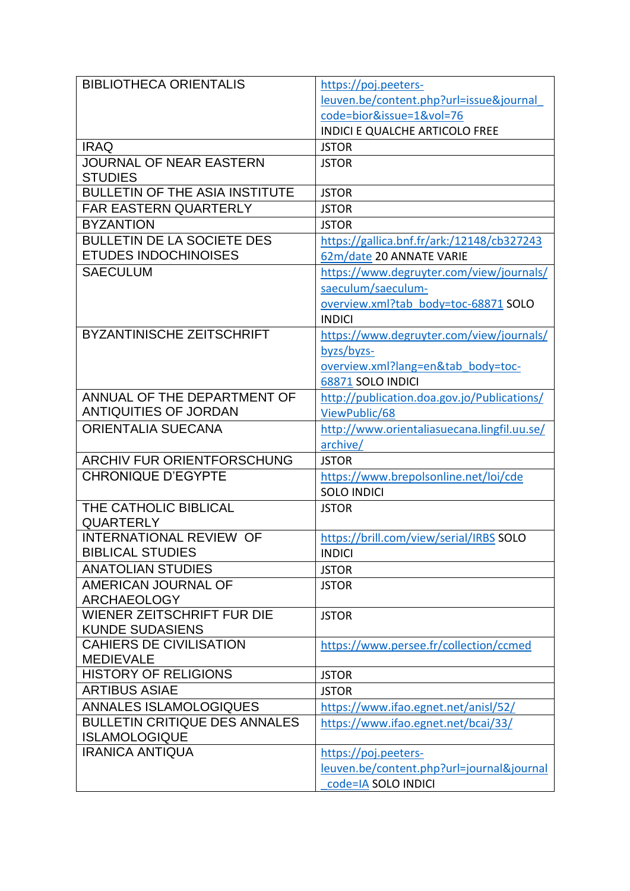| | |
|---|---|
| BIBLIOTHECA ORIENTALIS | https://poj.peeters-leuven.be/content.php?url=issue&journal_code=bior&issue=1&vol=76 INDICI E QUALCHE ARTICOLO FREE |
| IRAQ | JSTOR |
| JOURNAL OF NEAR EASTERN STUDIES | JSTOR |
| BULLETIN OF THE ASIA INSTITUTE | JSTOR |
| FAR EASTERN QUARTERLY | JSTOR |
| BYZANTION | JSTOR |
| BULLETIN DE LA SOCIETE DES ETUDES INDOCHINOISES | https://gallica.bnf.fr/ark:/12148/cb32724362m/date 20 ANNATE VARIE |
| SAECULUM | https://www.degruyter.com/view/journals/saeculum/saeculum-overview.xml?tab_body=toc-68871 SOLO INDICI |
| BYZANTINISCHE ZEITSCHRIFT | https://www.degruyter.com/view/journals/byzs/byzs-overview.xml?lang=en&tab_body=toc-68871 SOLO INDICI |
| ANNUAL OF THE DEPARTMENT OF ANTIQUITIES OF JORDAN | http://publication.doa.gov.jo/Publications/ViewPublic/68 |
| ORIENTALIA SUECANA | http://www.orientaliasuecana.lingfil.uu.se/archive/ |
| ARCHIV FUR ORIENTFORSCHUNG | JSTOR |
| CHRONIQUE D'EGYPTE | https://www.brepolsonline.net/loi/cde SOLO INDICI |
| THE CATHOLIC BIBLICAL QUARTERLY | JSTOR |
| INTERNATIONAL REVIEW OF BIBLICAL STUDIES | https://brill.com/view/serial/IRBS SOLO INDICI |
| ANATOLIAN STUDIES | JSTOR |
| AMERICAN JOURNAL OF ARCHAEOLOGY | JSTOR |
| WIENER ZEITSCHRIFT FUR DIE KUNDE SUDASIENS | JSTOR |
| CAHIERS DE CIVILISATION MEDIEVALE | https://www.persee.fr/collection/ccmed |
| HISTORY OF RELIGIONS | JSTOR |
| ARTIBUS ASIAE | JSTOR |
| ANNALES ISLAMOLOGIQUES | https://www.ifao.egnet.net/anisl/52/ |
| BULLETIN CRITIQUE DES ANNALES ISLAMOLOGIQUE | https://www.ifao.egnet.net/bcai/33/ |
| IRANICA ANTIQUA | https://poj.peeters-leuven.be/content.php?url=journal&journal_code=IA SOLO INDICI |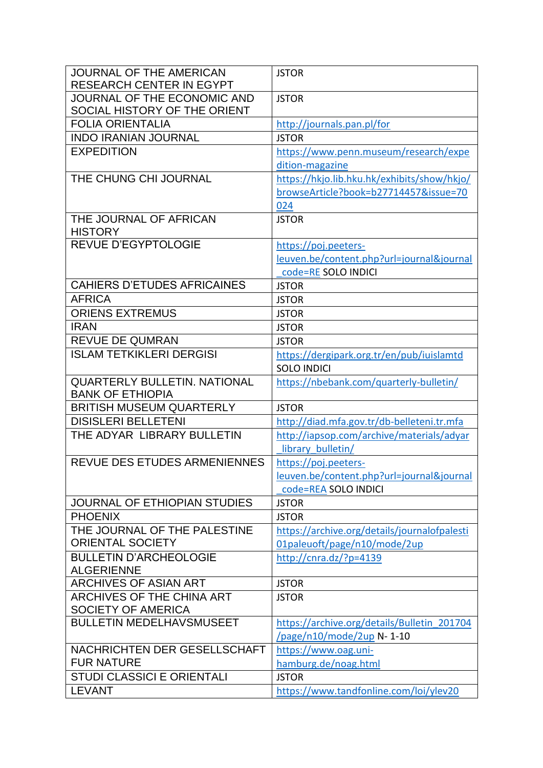| JOURNAL OF THE AMERICAN RESEARCH CENTER IN EGYPT | JSTOR |
|---|---|
| JOURNAL OF THE ECONOMIC AND SOCIAL HISTORY OF THE ORIENT | JSTOR |
| FOLIA ORIENTALIA | http://journals.pan.pl/for |
| INDO IRANIAN JOURNAL | JSTOR |
| EXPEDITION | https://www.penn.museum/research/expedition-magazine |
| THE CHUNG CHI JOURNAL | https://hkjo.lib.hku.hk/exhibits/show/hkjo/browseArticle?book=b27714457&issue=70024 |
| THE JOURNAL OF AFRICAN HISTORY | JSTOR |
| REVUE D'EGYPTOLOGIE | https://poj.peeters-leuven.be/content.php?url=journal&journal_code=RE SOLO INDICI |
| CAHIERS D'ETUDES AFRICAINES | JSTOR |
| AFRICA | JSTOR |
| ORIENS EXTREMUS | JSTOR |
| IRAN | JSTOR |
| REVUE DE QUMRAN | JSTOR |
| ISLAM TETKIKLERI DERGISI | https://dergipark.org.tr/en/pub/iuislamtd SOLO INDICI |
| QUARTERLY BULLETIN. NATIONAL BANK OF ETHIOPIA | https://nbebank.com/quarterly-bulletin/ |
| BRITISH MUSEUM QUARTERLY | JSTOR |
| DISISLERI BELLETENI | http://diad.mfa.gov.tr/db-belleteni.tr.mfa |
| THE ADYAR LIBRARY BULLETIN | http://iapsop.com/archive/materials/adyar_library_bulletin/ |
| REVUE DES ETUDES ARMENIENNES | https://poj.peeters-leuven.be/content.php?url=journal&journal_code=REA SOLO INDICI |
| JOURNAL OF ETHIOPIAN STUDIES | JSTOR |
| PHOENIX | JSTOR |
| THE JOURNAL OF THE PALESTINE ORIENTAL SOCIETY | https://archive.org/details/journalofpalesti01paleuoft/page/n10/mode/2up |
| BULLETIN D'ARCHEOLOGIE ALGERIENNE | http://cnra.dz/?p=4139 |
| ARCHIVES OF ASIAN ART | JSTOR |
| ARCHIVES OF THE CHINA ART SOCIETY OF AMERICA | JSTOR |
| BULLETIN MEDELHAVSMUSEET | https://archive.org/details/Bulletin_201704/page/n10/mode/2up N- 1-10 |
| NACHRICHTEN DER GESELLSCHAFT FUR NATURE | https://www.oag.uni-hamburg.de/noag.html |
| STUDI CLASSICI E ORIENTALI | JSTOR |
| LEVANT | https://www.tandfonline.com/loi/ylev20 |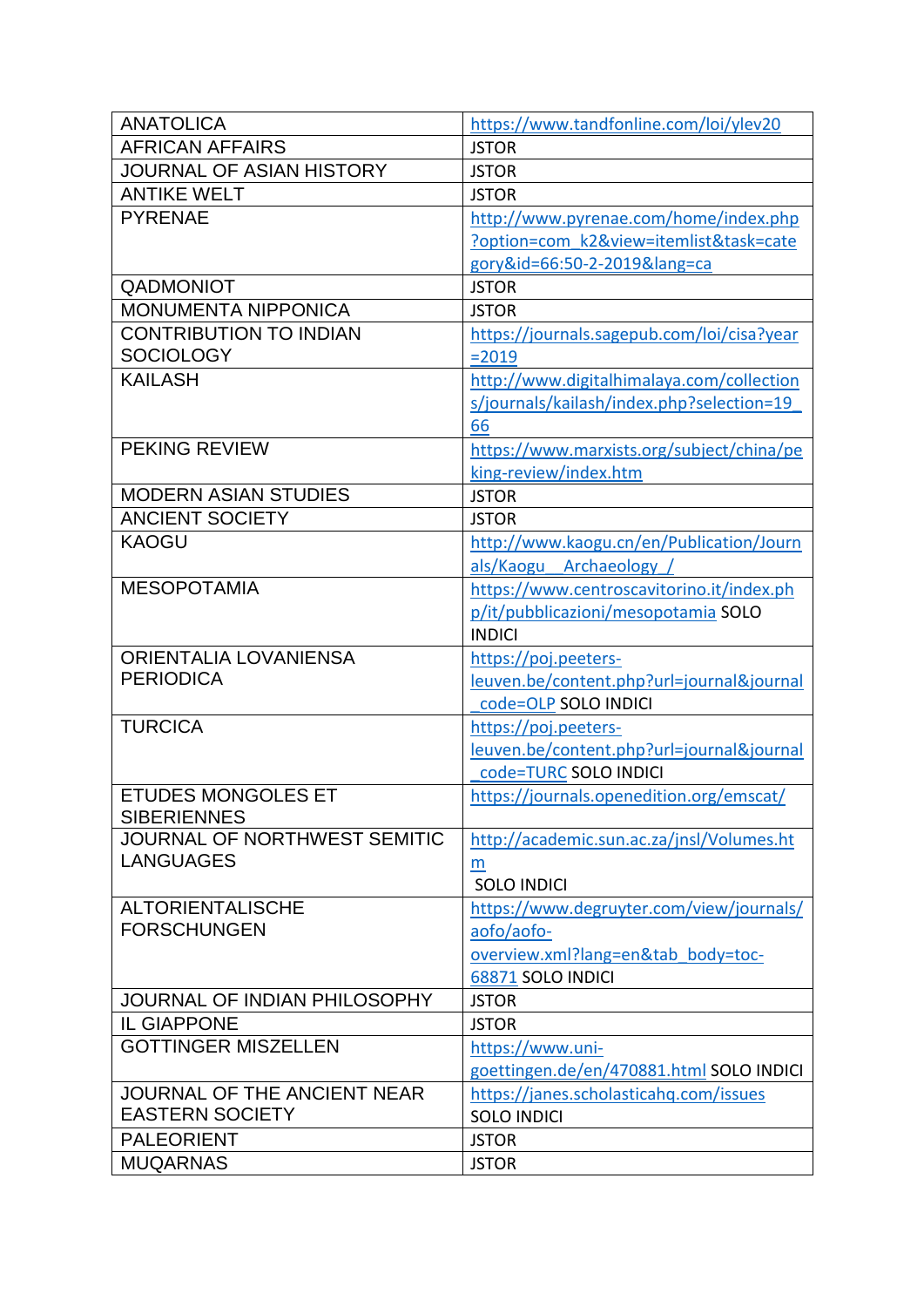| ANATOLICA | https://www.tandfonline.com/loi/ylev20 |
|---|---|
| AFRICAN AFFAIRS | JSTOR |
| JOURNAL OF ASIAN HISTORY | JSTOR |
| ANTIKE WELT | JSTOR |
| PYRENAE | http://www.pyrenae.com/home/index.php?option=com_k2&view=itemlist&task=category&id=66:50-2-2019&lang=ca |
| QADMONIOT | JSTOR |
| MONUMENTA NIPPONICA | JSTOR |
| CONTRIBUTION TO INDIAN SOCIOLOGY | https://journals.sagepub.com/loi/cisa?year=2019 |
| KAILASH | http://www.digitalhimalaya.com/collections/journals/kailash/index.php?selection=19_66 |
| PEKING REVIEW | https://www.marxists.org/subject/china/peking-review/index.htm |
| MODERN ASIAN STUDIES | JSTOR |
| ANCIENT SOCIETY | JSTOR |
| KAOGU | http://www.kaogu.cn/en/Publication/Journals/Kaogu__Archaeology_/ |
| MESOPOTAMIA | https://www.centroscavitorino.it/index.php/it/pubblicazioni/mesopotamia SOLO INDICI |
| ORIENTALIA LOVANIENSA PERIODICA | https://poj.peeters-leuven.be/content.php?url=journal&journal_code=OLP SOLO INDICI |
| TURCICA | https://poj.peeters-leuven.be/content.php?url=journal&journal_code=TURC SOLO INDICI |
| ETUDES MONGOLES ET SIBERIENNES | https://journals.openedition.org/emscat/ |
| JOURNAL OF NORTHWEST SEMITIC LANGUAGES | http://academic.sun.ac.za/jnsl/Volumes.htm SOLO INDICI |
| ALTORIENTALISCHE FORSCHUNGEN | https://www.degruyter.com/view/journals/aofo/aofo-overview.xml?lang=en&tab_body=toc-68871 SOLO INDICI |
| JOURNAL OF INDIAN PHILOSOPHY | JSTOR |
| IL GIAPPONE | JSTOR |
| GOTTINGER MISZELLEN | https://www.uni-goettingen.de/en/470881.html SOLO INDICI |
| JOURNAL OF THE ANCIENT NEAR EASTERN SOCIETY | https://janes.scholasticahq.com/issues SOLO INDICI |
| PALEORIENT | JSTOR |
| MUQARNAS | JSTOR |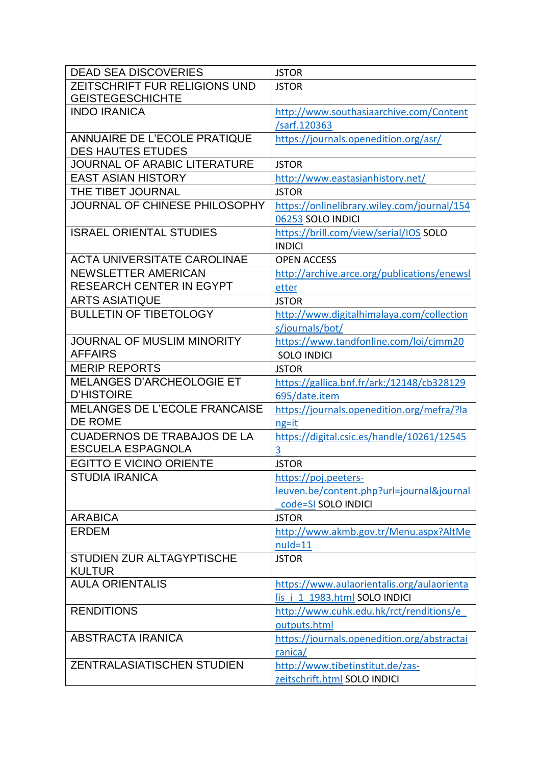| DEAD SEA DISCOVERIES | JSTOR |
|---|---|
| ZEITSCHRIFT FUR RELIGIONS UND GEISTEGESCHICHTE | JSTOR |
| INDO IRANICA | http://www.southasiaarchive.com/Content/sarf.120363 |
| ANNUAIRE DE L'ECOLE PRATIQUE DES HAUTES ETUDES | https://journals.openedition.org/asr/ |
| JOURNAL OF ARABIC LITERATURE | JSTOR |
| EAST ASIAN HISTORY | http://www.eastasianhistory.net/ |
| THE TIBET JOURNAL | JSTOR |
| JOURNAL OF CHINESE PHILOSOPHY | https://onlinelibrary.wiley.com/journal/15406253 SOLO INDICI |
| ISRAEL ORIENTAL STUDIES | https://brill.com/view/serial/IOS SOLO INDICI |
| ACTA UNIVERSITATE CAROLINAE | OPEN ACCESS |
| NEWSLETTER AMERICAN RESEARCH CENTER IN EGYPT | http://archive.arce.org/publications/enewsletter |
| ARTS ASIATIQUE | JSTOR |
| BULLETIN OF TIBETOLOGY | http://www.digitalhimalaya.com/collections/journals/bot/ |
| JOURNAL OF MUSLIM MINORITY AFFAIRS | https://www.tandfonline.com/loi/cjmm20 SOLO INDICI |
| MERIP REPORTS | JSTOR |
| MELANGES D'ARCHEOLOGIE ET D'HISTOIRE | https://gallica.bnf.fr/ark:/12148/cb328129695/date.item |
| MELANGES DE L'ECOLE FRANCAISE DE ROME | https://journals.openedition.org/mefra/?lang=it |
| CUADERNOS DE TRABAJOS DE LA ESCUELA ESPAGNOLA | https://digital.csic.es/handle/10261/125453 |
| EGITTO E VICINO ORIENTE | JSTOR |
| STUDIA IRANICA | https://poj.peeters-leuven.be/content.php?url=journal&journal_code=SI SOLO INDICI |
| ARABICA | JSTOR |
| ERDEM | http://www.akmb.gov.tr/Menu.aspx?AltMenuId=11 |
| STUDIEN ZUR ALTAGYPTISCHE KULTUR | JSTOR |
| AULA ORIENTALIS | https://www.aulaorientalis.org/aulaorientalis_i_1_1983.html SOLO INDICI |
| RENDITIONS | http://www.cuhk.edu.hk/rct/renditions/e_outputs.html |
| ABSTRACTA IRANICA | https://journals.openedition.org/abstractairanica/ |
| ZENTRALASIATISCHEN STUDIEN | http://www.tibetinstitut.de/zas-zeitschrift.html SOLO INDICI |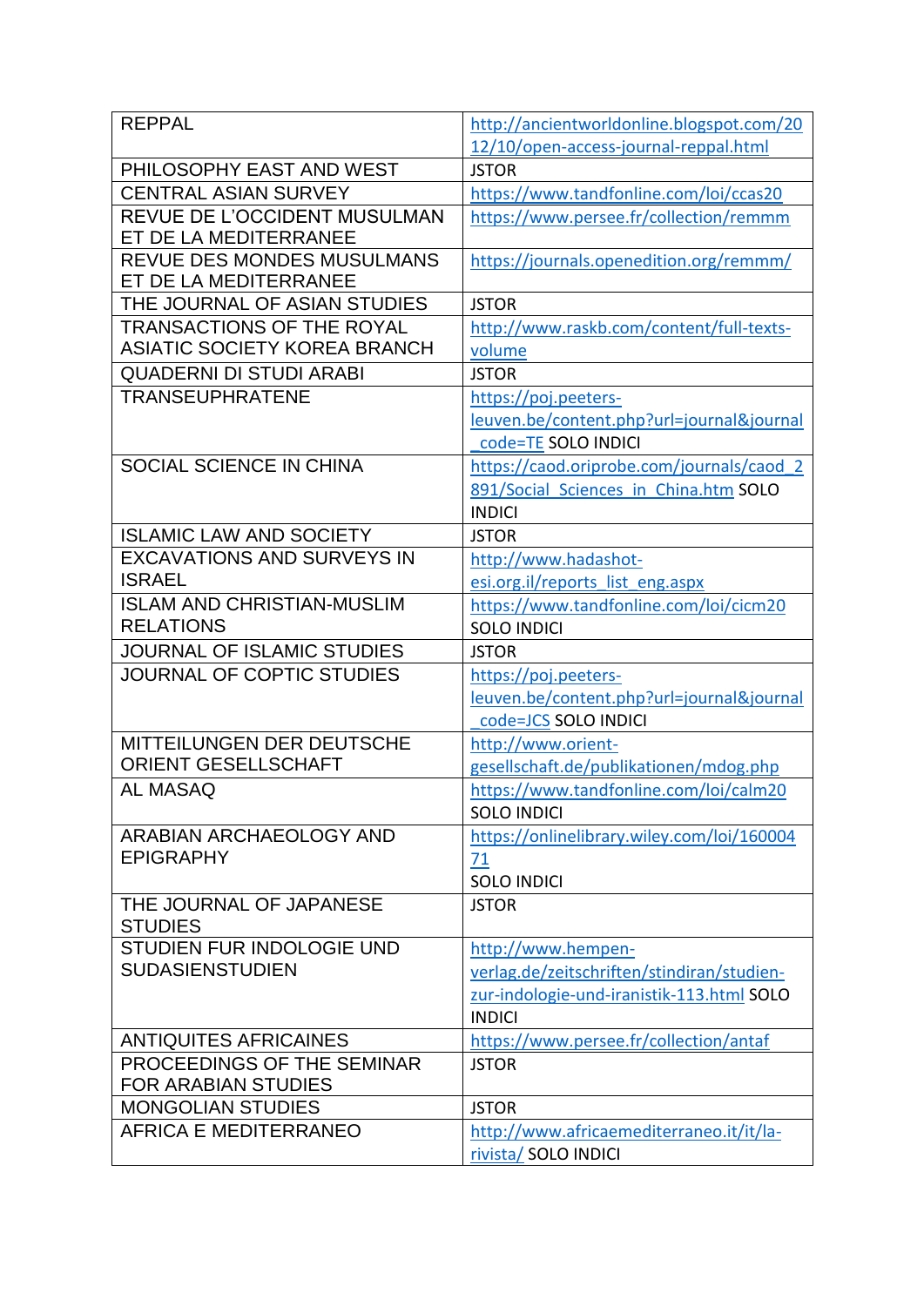| | |
|---|---|
| REPPAL | http://ancientworldonline.blogspot.com/2012/10/open-access-journal-reppal.html |
| PHILOSOPHY EAST AND WEST | JSTOR |
| CENTRAL ASIAN SURVEY | https://www.tandfonline.com/loi/ccas20 |
| REVUE DE L'OCCIDENT MUSULMAN ET DE LA MEDITERRANEE | https://www.persee.fr/collection/remmm |
| REVUE DES MONDES MUSULMANS ET DE LA MEDITERRANEE | https://journals.openedition.org/remmm/ |
| THE JOURNAL OF ASIAN STUDIES | JSTOR |
| TRANSACTIONS OF THE ROYAL ASIATIC SOCIETY KOREA BRANCH | http://www.raskb.com/content/full-texts-volume |
| QUADERNI DI STUDI ARABI | JSTOR |
| TRANSEUPHRATENE | https://poj.peeters-leuven.be/content.php?url=journal&journal_code=TE SOLO INDICI |
| SOCIAL SCIENCE IN CHINA | https://caod.oriprobe.com/journals/caod_2891/Social_Sciences_in_China.htm SOLO INDICI |
| ISLAMIC LAW AND SOCIETY | JSTOR |
| EXCAVATIONS AND SURVEYS IN ISRAEL | http://www.hadashot-esi.org.il/reports_list_eng.aspx |
| ISLAM AND CHRISTIAN-MUSLIM RELATIONS | https://www.tandfonline.com/loi/cicm20 SOLO INDICI |
| JOURNAL OF ISLAMIC STUDIES | JSTOR |
| JOURNAL OF COPTIC STUDIES | https://poj.peeters-leuven.be/content.php?url=journal&journal_code=JCS SOLO INDICI |
| MITTEILUNGEN DER DEUTSCHE ORIENT GESELLSCHAFT | http://www.orient-gesellschaft.de/publikationen/mdog.php |
| AL MASAQ | https://www.tandfonline.com/loi/calm20 SOLO INDICI |
| ARABIAN ARCHAEOLOGY AND EPIGRAPHY | https://onlinelibrary.wiley.com/loi/16000471 SOLO INDICI |
| THE JOURNAL OF JAPANESE STUDIES | JSTOR |
| STUDIEN FUR INDOLOGIE UND SUDASIENSTUDIEN | http://www.hempen-verlag.de/zeitschriften/stindiran/studien-zur-indologie-und-iranistik-113.html SOLO INDICI |
| ANTIQUITES AFRICAINES | https://www.persee.fr/collection/antaf |
| PROCEEDINGS OF THE SEMINAR FOR ARABIAN STUDIES | JSTOR |
| MONGOLIAN STUDIES | JSTOR |
| AFRICA E MEDITERRANEO | http://www.africaemediterraneo.it/it/la-rivista/ SOLO INDICI |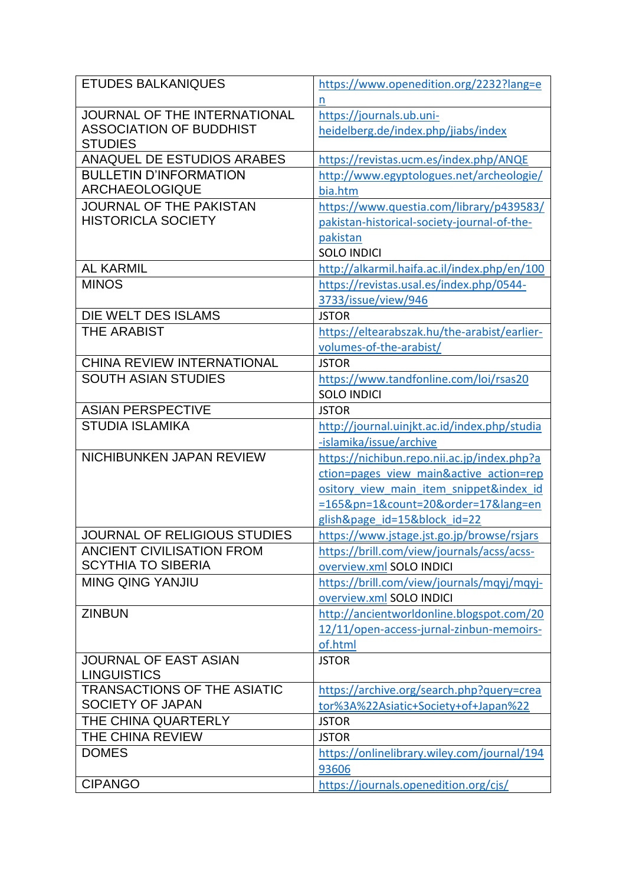| | |
|---|---|
| ETUDES BALKANIQUES | https://www.openedition.org/2232?lang=en |
| JOURNAL OF THE INTERNATIONAL ASSOCIATION OF BUDDHIST STUDIES | https://journals.ub.uni-heidelberg.de/index.php/jiabs/index |
| ANAQUEL DE ESTUDIOS ARABES | https://revistas.ucm.es/index.php/ANQE |
| BULLETIN D'INFORMATION ARCHAEOLOGIQUE | http://www.egyptologues.net/archeologie/bia.htm |
| JOURNAL OF THE PAKISTAN HISTORICLA SOCIETY | https://www.questia.com/library/p439583/pakistan-historical-society-journal-of-the-pakistan SOLO INDICI |
| AL KARMIL | http://alkarmil.haifa.ac.il/index.php/en/100 |
| MINOS | https://revistas.usal.es/index.php/0544-3733/issue/view/946 |
| DIE WELT DES ISLAMS | JSTOR |
| THE ARABIST | https://eltearabszak.hu/the-arabist/earlier-volumes-of-the-arabist/ |
| CHINA REVIEW INTERNATIONAL | JSTOR |
| SOUTH ASIAN STUDIES | https://www.tandfonline.com/loi/rsas20 SOLO INDICI |
| ASIAN PERSPECTIVE | JSTOR |
| STUDIA ISLAMIKA | http://journal.uinjkt.ac.id/index.php/studia-islamika/issue/archive |
| NICHIBUNKEN JAPAN REVIEW | https://nichibun.repo.nii.ac.jp/index.php?action=pages_view_main&active_action=repository_view_main_item_snippet&index_id=165&pn=1&count=20&order=17&lang=english&page_id=15&block_id=22 |
| JOURNAL OF RELIGIOUS STUDIES | https://www.jstage.jst.go.jp/browse/rsjars |
| ANCIENT CIVILISATION FROM SCYTHIA TO SIBERIA | https://brill.com/view/journals/acss/acss-overview.xml SOLO INDICI |
| MING QING YANJIU | https://brill.com/view/journals/mqyj/mqyj-overview.xml SOLO INDICI |
| ZINBUN | http://ancientworldonline.blogspot.com/2012/11/open-access-jurnal-zinbun-memoirs-of.html |
| JOURNAL OF EAST ASIAN LINGUISTICS | JSTOR |
| TRANSACTIONS OF THE ASIATIC SOCIETY OF JAPAN | https://archive.org/search.php?query=creator%3A%22Asiatic+Society+of+Japan%22 |
| THE CHINA QUARTERLY | JSTOR |
| THE CHINA REVIEW | JSTOR |
| DOMES | https://onlinelibrary.wiley.com/journal/19493606 |
| CIPANGO | https://journals.openedition.org/cjs/ |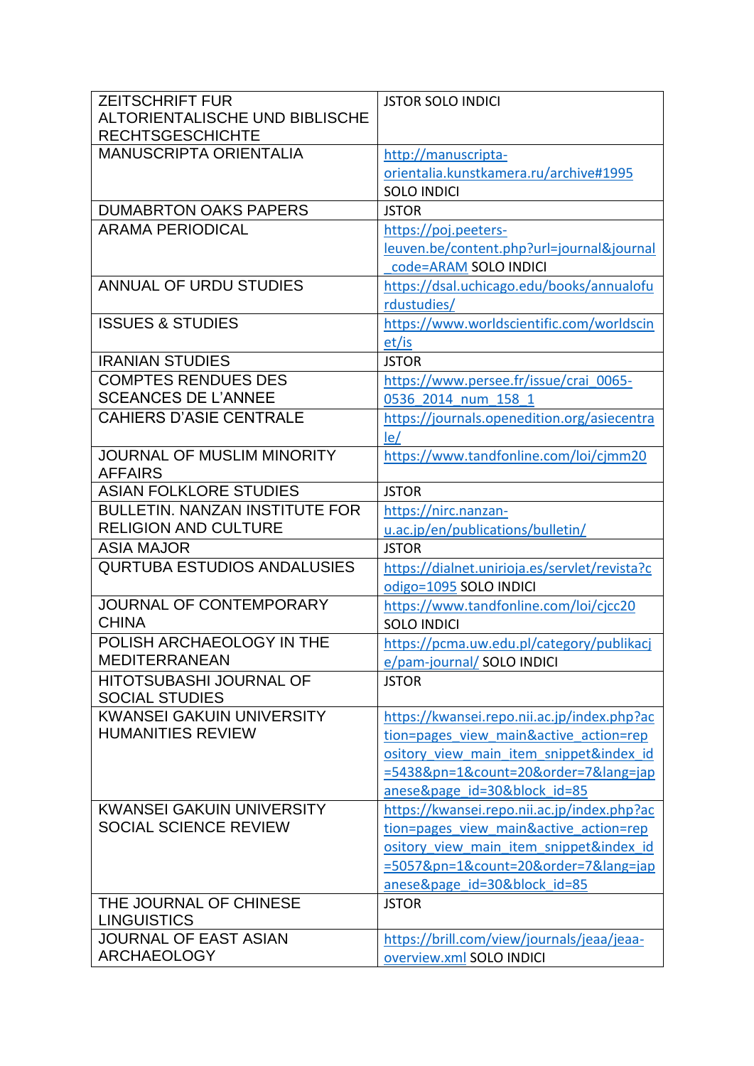| ZEITSCHRIFT FUR ALTORIENTALISCHE UND BIBLISCHE RECHTSGESCHICHTE | JSTOR SOLO INDICI |
|---|---|
| MANUSCRIPTA ORIENTALIA | http://manuscripta-orientalia.kunstkamera.ru/archive#1995 SOLO INDICI |
| DUMABRTON OAKS PAPERS | JSTOR |
| ARAMA PERIODICAL | https://poj.peeters-leuven.be/content.php?url=journal&journal_code=ARAM SOLO INDICI |
| ANNUAL OF URDU STUDIES | https://dsal.uchicago.edu/books/annualofurdustudies/ |
| ISSUES & STUDIES | https://www.worldscientific.com/worldscinet/is |
| IRANIAN STUDIES | JSTOR |
| COMPTES RENDUES DES SCEANCES DE L'ANNEE | https://www.persee.fr/issue/crai_0065-0536_2014_num_158_1 |
| CAHIERS D'ASIE CENTRALE | https://journals.openedition.org/asiecentrale/ |
| JOURNAL OF MUSLIM MINORITY AFFAIRS | https://www.tandfonline.com/loi/cjmm20 |
| ASIAN FOLKLORE STUDIES | JSTOR |
| BULLETIN. NANZAN INSTITUTE FOR RELIGION AND CULTURE | https://nirc.nanzan-u.ac.jp/en/publications/bulletin/ |
| ASIA MAJOR | JSTOR |
| QURTUBA ESTUDIOS ANDALUSIES | https://dialnet.unirioja.es/servlet/revista?codigo=1095 SOLO INDICI |
| JOURNAL OF CONTEMPORARY CHINA | https://www.tandfonline.com/loi/cjcc20 SOLO INDICI |
| POLISH ARCHAEOLOGY IN THE MEDITERRANEAN | https://pcma.uw.edu.pl/category/publikacje/pam-journal/ SOLO INDICI |
| HITOTSUBASHI JOURNAL OF SOCIAL STUDIES | JSTOR |
| KWANSEI GAKUIN UNIVERSITY HUMANITIES REVIEW | https://kwansei.repo.nii.ac.jp/index.php?action=pages_view_main&active_action=repository_view_main_item_snippet&index_id=5438&pn=1&count=20&order=7&lang=japanese&page_id=30&block_id=85 |
| KWANSEI GAKUIN UNIVERSITY SOCIAL SCIENCE REVIEW | https://kwansei.repo.nii.ac.jp/index.php?action=pages_view_main&active_action=repository_view_main_item_snippet&index_id=5057&pn=1&count=20&order=7&lang=japanese&page_id=30&block_id=85 |
| THE JOURNAL OF CHINESE LINGUISTICS | JSTOR |
| JOURNAL OF EAST ASIAN ARCHAEOLOGY | https://brill.com/view/journals/jeaa/jeaa-overview.xml SOLO INDICI |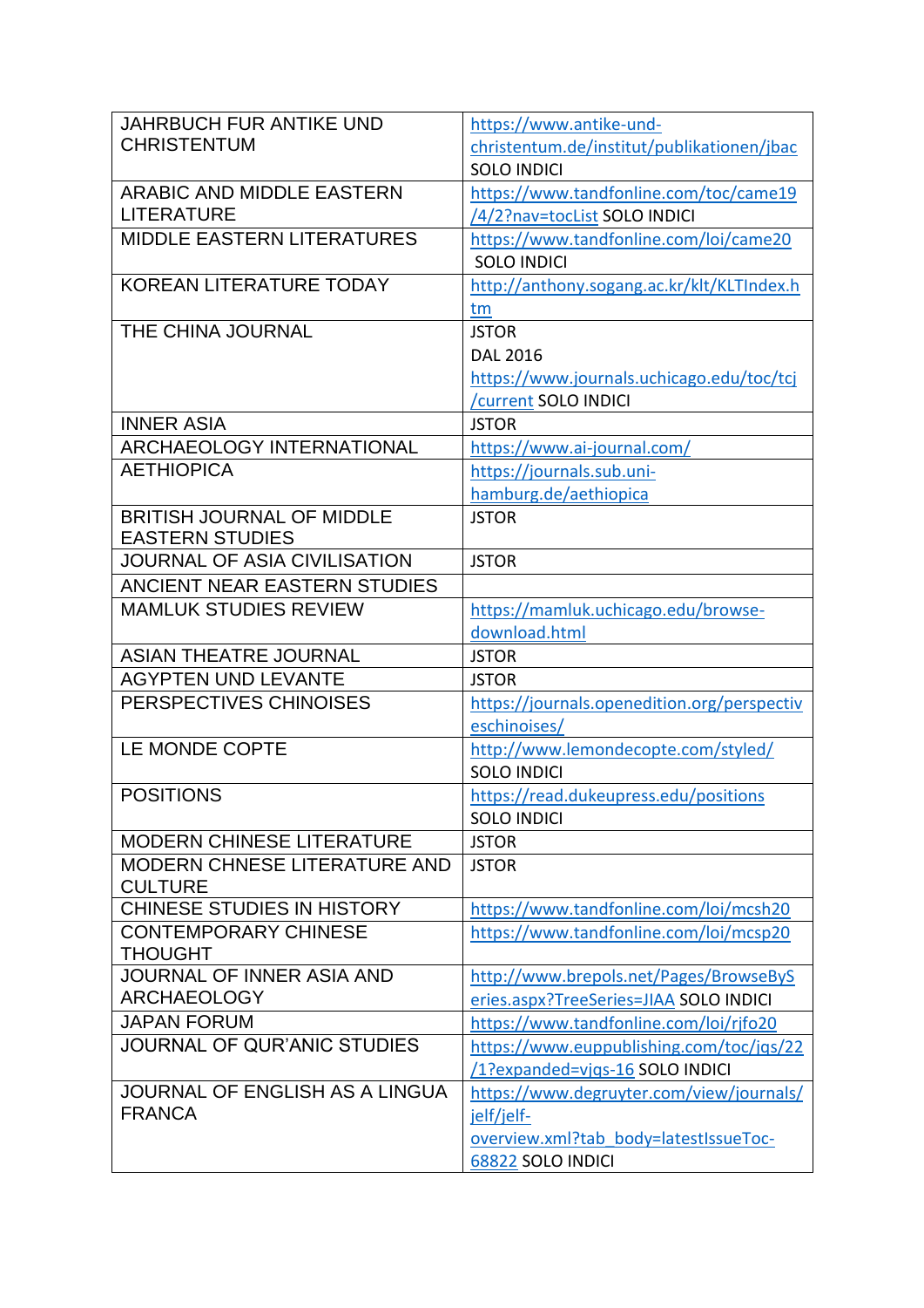| JAHRBUCH FUR ANTIKE UND CHRISTENTUM | https://www.antike-und-christentum.de/institut/publikationen/jbac SOLO INDICI |
|---|---|
| ARABIC AND MIDDLE EASTERN LITERATURE | https://www.tandfonline.com/toc/came19/4/2?nav=tocList SOLO INDICI |
| MIDDLE EASTERN LITERATURES | https://www.tandfonline.com/loi/came20 SOLO INDICI |
| KOREAN LITERATURE TODAY | http://anthony.sogang.ac.kr/klt/KLTIndex.htm |
| THE CHINA JOURNAL | JSTOR<br>DAL 2016<br>https://www.journals.uchicago.edu/toc/tcj/current SOLO INDICI |
| INNER ASIA | JSTOR |
| ARCHAEOLOGY INTERNATIONAL | https://www.ai-journal.com/ |
| AETHIOPICA | https://journals.sub.uni-hamburg.de/aethiopica |
| BRITISH JOURNAL OF MIDDLE EASTERN STUDIES | JSTOR |
| JOURNAL OF ASIA CIVILISATION | JSTOR |
| ANCIENT NEAR EASTERN STUDIES | |
| MAMLUK STUDIES REVIEW | https://mamluk.uchicago.edu/browse-download.html |
| ASIAN THEATRE JOURNAL | JSTOR |
| AGYPTEN UND LEVANTE | JSTOR |
| PERSPECTIVES CHINOISES | https://journals.openedition.org/perspectiveschinoises/ |
| LE MONDE COPTE | http://www.lemondecopte.com/styled/ SOLO INDICI |
| POSITIONS | https://read.dukeupress.edu/positions SOLO INDICI |
| MODERN CHINESE LITERATURE | JSTOR |
| MODERN CHNESE LITERATURE AND CULTURE | JSTOR |
| CHINESE STUDIES IN HISTORY | https://www.tandfonline.com/loi/mcsh20 |
| CONTEMPORARY CHINESE THOUGHT | https://www.tandfonline.com/loi/mcsp20 |
| JOURNAL OF INNER ASIA AND ARCHAEOLOGY | http://www.brepols.net/Pages/BrowseBySeries.aspx?TreeSeries=JIAA SOLO INDICI |
| JAPAN FORUM | https://www.tandfonline.com/loi/rjfo20 |
| JOURNAL OF QUR'ANIC STUDIES | https://www.euppublishing.com/toc/jqs/22/1?expanded=vjqs-16 SOLO INDICI |
| JOURNAL OF ENGLISH AS A LINGUA FRANCA | https://www.degruyter.com/view/journals/jelf/jelf-overview.xml?tab_body=latestIssueToc-68822 SOLO INDICI |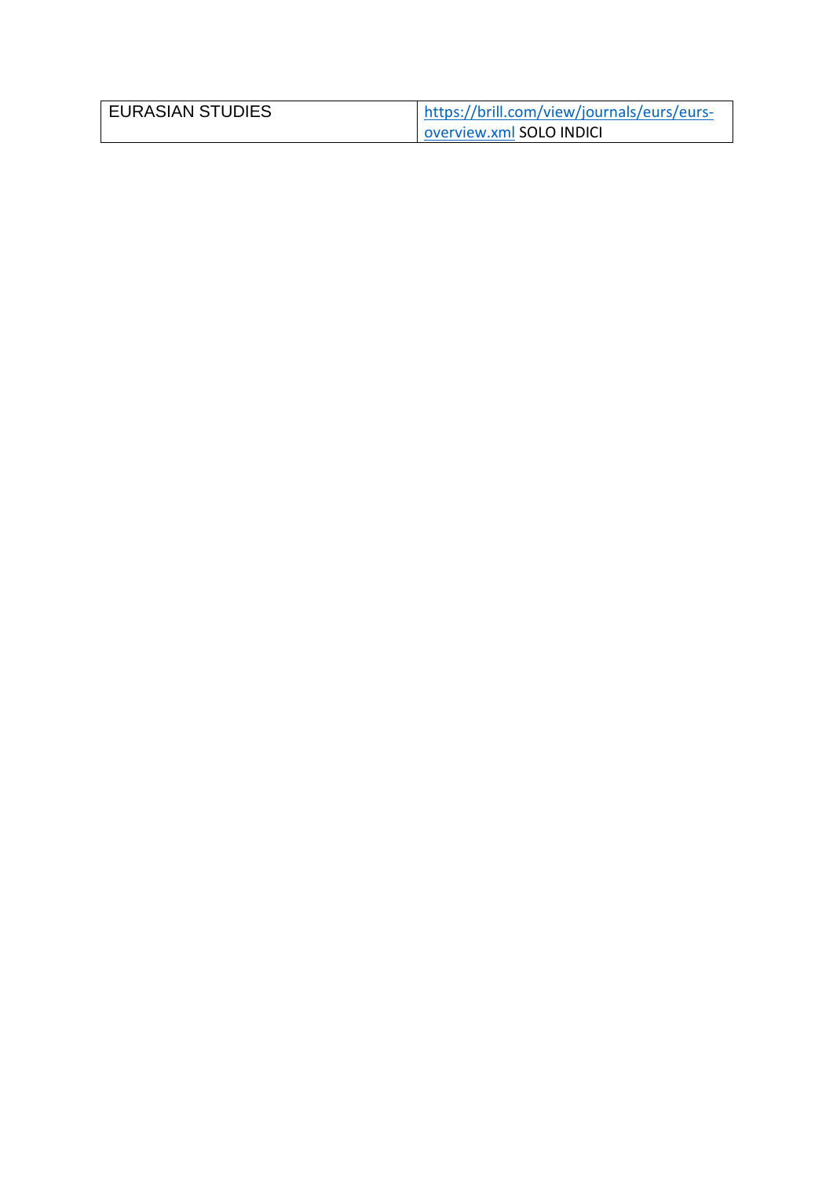| | |
|---|---|
| EURASIAN STUDIES | https://brill.com/view/journals/eurs/eurs-overview.xml SOLO INDICI |